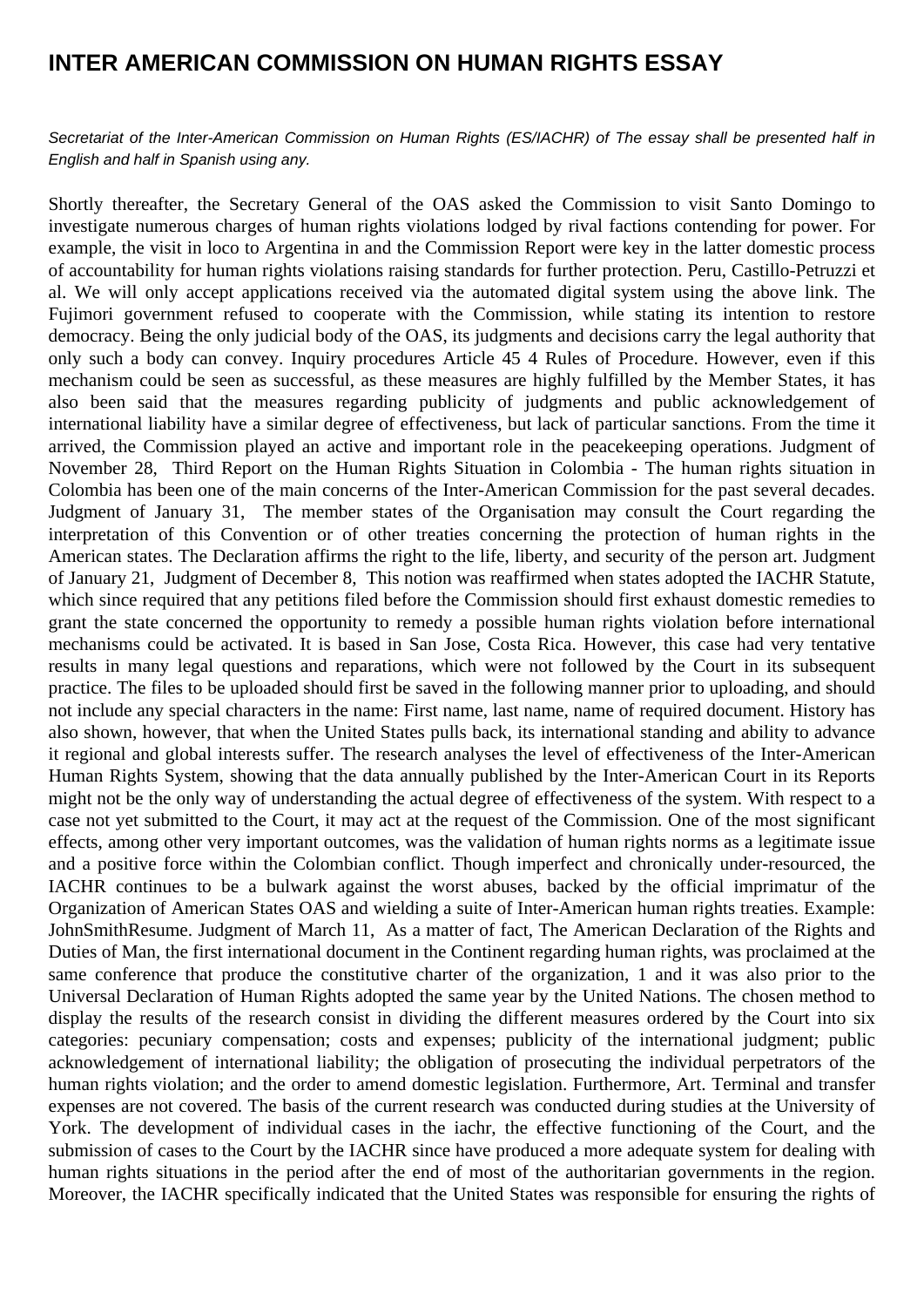# INTER AMERICAN COMMISSION ON HUMAN RIGHTS ESSAY

*Secretariat of the Inter-American Commission on Human Rights (ES/IACHR) of The essay shall be presented half in English and half in Spanish using any.*

Shortly thereafter, the Secretary General of the OAS asked the Commission to visit Santo Domingo to investigate numerous charges of human rights violations lodged by rival factions contending for power. For example, the visit in loco to Argentina in and the Commission Report were key in the latter domestic process of accountability for human rights violations raising standards for further protection. Peru, Castillo-Petruzzi et al. We will only accept applications received via the automated digital system using the above link. The Fujimori government refused to cooperate with the Commission, while stating its intention to restore democracy. Being the only judicial body of the OAS, its judgments and decisions carry the legal authority that only such a body can convey. Inquiry procedures Article 45 4 Rules of Procedure. However, even if this mechanism could be seen as successful, as these measures are highly fulfilled by the Member States, it has also been said that the measures regarding publicity of judgments and public acknowledgement of international liability have a similar degree of effectiveness, but lack of particular sanctions. From the time it arrived, the Commission played an active and important role in the peacekeeping operations. Judgment of November 28, Third Report on the Human Rights Situation in Colombia - The human rights situation in Colombia has been one of the main concerns of the Inter-American Commission for the past several decades. Judgment of January 31, The member states of the Organisation may consult the Court regarding the interpretation of this Convention or of other treaties concerning the protection of human rights in the American states. The Declaration affirms the right to the life, liberty, and security of the person art. Judgment of January 21, Judgment of December 8, This notion was reaffirmed when states adopted the IACHR Statute, which since required that any petitions filed before the Commission should first exhaust domestic remedies to grant the state concerned the opportunity to remedy a possible human rights violation before international mechanisms could be activated. It is based in San Jose, Costa Rica. However, this case had very tentative results in many legal questions and reparations, which were not followed by the Court in its subsequent practice. The files to be uploaded should first be saved in the following manner prior to uploading, and should not include any special characters in the name: First name, last name, name of required document. History has also shown, however, that when the United States pulls back, its international standing and ability to advance it regional and global interests suffer. The research analyses the level of effectiveness of the Inter-American Human Rights System, showing that the data annually published by the Inter-American Court in its Reports might not be the only way of understanding the actual degree of effectiveness of the system. With respect to a case not yet submitted to the Court, it may act at the request of the Commission. One of the most significant effects, among other very important outcomes, was the validation of human rights norms as a legitimate issue and a positive force within the Colombian conflict. Though imperfect and chronically under-resourced, the IACHR continues to be a bulwark against the worst abuses, backed by the official imprimatur of the Organization of American States OAS and wielding a suite of Inter-American human rights treaties. Example: JohnSmithResume. Judgment of March 11, As a matter of fact, The American Declaration of the Rights and Duties of Man, the first international document in the Continent regarding human rights, was proclaimed at the same conference that produce the constitutive charter of the organization, 1 and it was also prior to the Universal Declaration of Human Rights adopted the same year by the United Nations. The chosen method to display the results of the research consist in dividing the different measures ordered by the Court into six categories: pecuniary compensation; costs and expenses; publicity of the international judgment; public acknowledgement of international liability; the obligation of prosecuting the individual perpetrators of the human rights violation; and the order to amend domestic legislation. Furthermore, Art. Terminal and transfer expenses are not covered. The basis of the current research was conducted during studies at the University of York. The development of individual cases in the iachr, the effective functioning of the Court, and the submission of cases to the Court by the IACHR since have produced a more adequate system for dealing with human rights situations in the period after the end of most of the authoritarian governments in the region. Moreover, the IACHR specifically indicated that the United States was responsible for ensuring the rights of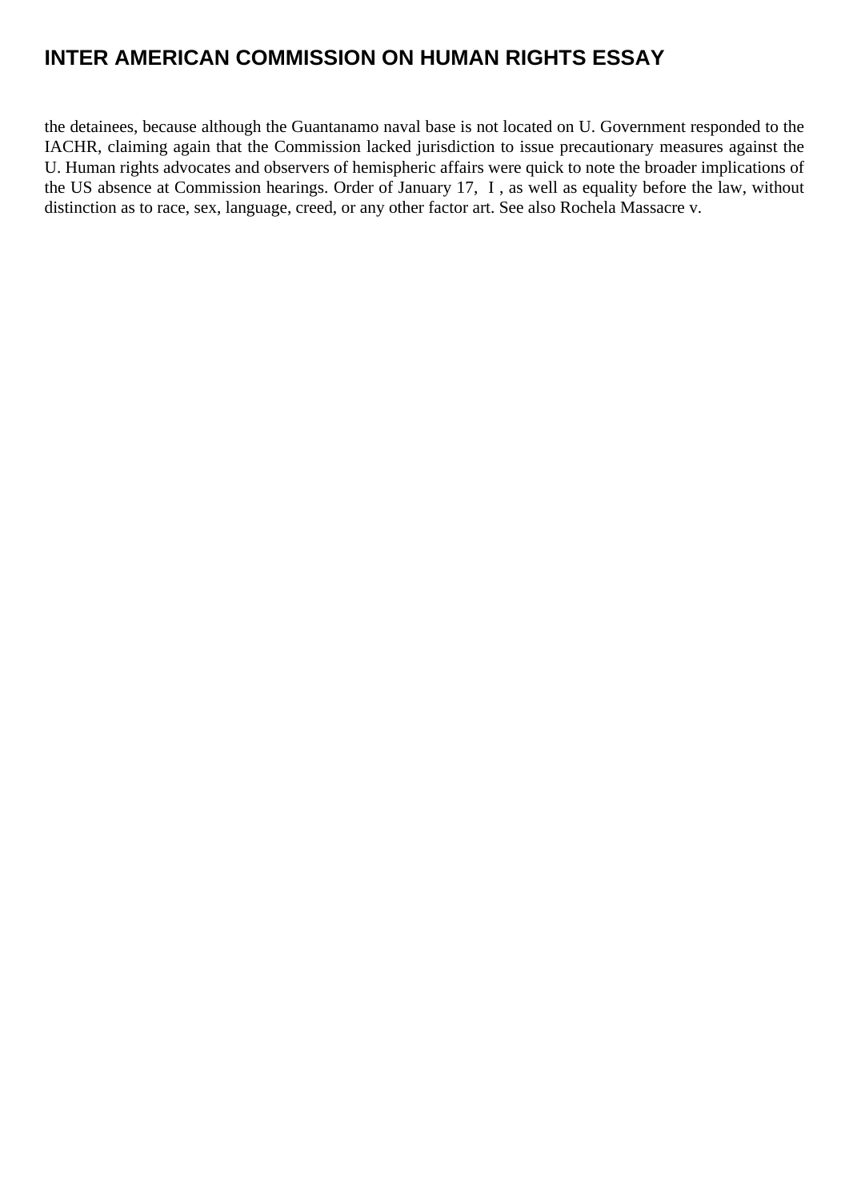## INTER AMERICAN COMMISSION ON HUMAN RIGHTS ESSAY

the detainees, because although the Guantanamo naval base is not located on U. Government responded to the IACHR, claiming again that the Commission lacked jurisdiction to issue precautionary measures against the U. Human rights advocates and observers of hemispheric affairs were quick to note the broader implications of the US absence at Commission hearings. Order of January 17, I , as well as equality before the law, without distinction as to race, sex, language, creed, or any other factor art. See also Rochela Massacre v.